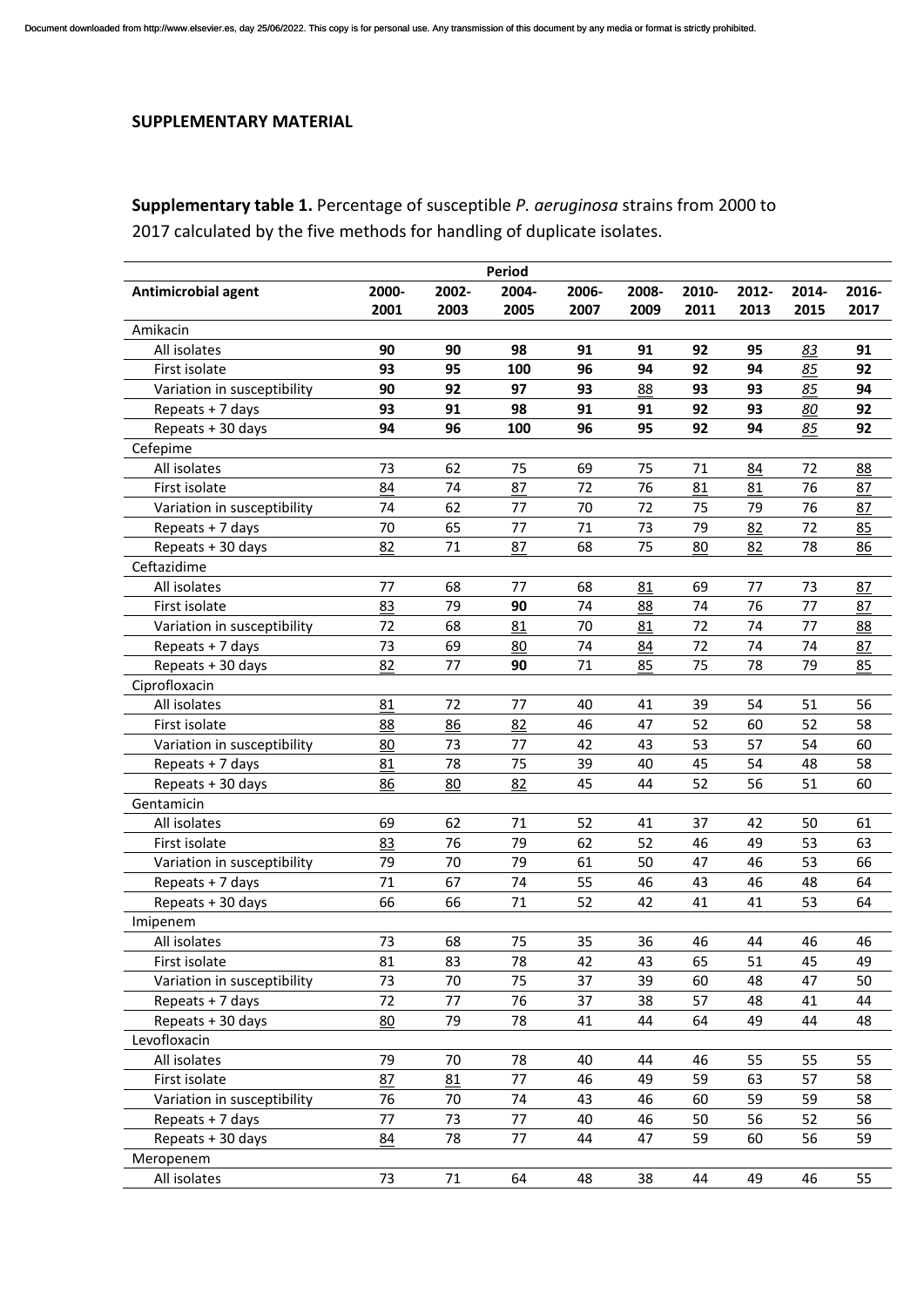## SUPPLEMENTARY MATERIAL

**Supplementary table 1.** Percentage of susceptible *P. aeruginosa* strains from 2000 to 2017 calculated by the five methods for handling of duplicate isolates.

| | Period | | | | | | | | |
|---|---|---|---|---|---|---|---|---|---|
| **Antimicrobial agent** | **2000-2001** | **2002-2003** | **2004-2005** | **2006-2007** | **2008-2009** | **2010-2011** | **2012-2013** | **2014-2015** | **2016-2017** |
| Amikacin | | | | | | | | | |
| All isolates | **90** | **90** | **98** | **91** | **91** | **92** | **95** | *83* | **91** |
| First isolate | **93** | **95** | **100** | **96** | **94** | **92** | **94** | *85* | **92** |
| Variation in susceptibility | **90** | **92** | **97** | **93** | 88 | **93** | **93** | *85* | **94** |
| Repeats + 7 days | **93** | **91** | **98** | **91** | **91** | **92** | **93** | *80* | **92** |
| Repeats + 30 days | **94** | **96** | **100** | **96** | **95** | **92** | **94** | *85* | **92** |
| Cefepime | | | | | | | | | |
| All isolates | 73 | 62 | 75 | 69 | 75 | 71 | 84 | 72 | 88 |
| First isolate | 84 | 74 | 87 | 72 | 76 | 81 | 81 | 76 | 87 |
| Variation in susceptibility | 74 | 62 | 77 | 70 | 72 | 75 | 79 | 76 | 87 |
| Repeats + 7 days | 70 | 65 | 77 | 71 | 73 | 79 | 82 | 72 | 85 |
| Repeats + 30 days | 82 | 71 | 87 | 68 | 75 | 80 | 82 | 78 | 86 |
| Ceftazidime | | | | | | | | | |
| All isolates | 77 | 68 | 77 | 68 | 81 | 69 | 77 | 73 | 87 |
| First isolate | 83 | 79 | **90** | 74 | 88 | 74 | 76 | 77 | 87 |
| Variation in susceptibility | 72 | 68 | 81 | 70 | 81 | 72 | 74 | 77 | 88 |
| Repeats + 7 days | 73 | 69 | 80 | 74 | 84 | 72 | 74 | 74 | 87 |
| Repeats + 30 days | 82 | 77 | **90** | 71 | 85 | 75 | 78 | 79 | 85 |
| Ciprofloxacin | | | | | | | | | |
| All isolates | 81 | 72 | 77 | 40 | 41 | 39 | 54 | 51 | 56 |
| First isolate | 88 | 86 | 82 | 46 | 47 | 52 | 60 | 52 | 58 |
| Variation in susceptibility | 80 | 73 | 77 | 42 | 43 | 53 | 57 | 54 | 60 |
| Repeats + 7 days | 81 | 78 | 75 | 39 | 40 | 45 | 54 | 48 | 58 |
| Repeats + 30 days | 86 | 80 | 82 | 45 | 44 | 52 | 56 | 51 | 60 |
| Gentamicin | | | | | | | | | |
| All isolates | 69 | 62 | 71 | 52 | 41 | 37 | 42 | 50 | 61 |
| First isolate | 83 | 76 | 79 | 62 | 52 | 46 | 49 | 53 | 63 |
| Variation in susceptibility | 79 | 70 | 79 | 61 | 50 | 47 | 46 | 53 | 66 |
| Repeats + 7 days | 71 | 67 | 74 | 55 | 46 | 43 | 46 | 48 | 64 |
| Repeats + 30 days | 66 | 66 | 71 | 52 | 42 | 41 | 41 | 53 | 64 |
| Imipenem | | | | | | | | | |
| All isolates | 73 | 68 | 75 | 35 | 36 | 46 | 44 | 46 | 46 |
| First isolate | 81 | 83 | 78 | 42 | 43 | 65 | 51 | 45 | 49 |
| Variation in susceptibility | 73 | 70 | 75 | 37 | 39 | 60 | 48 | 47 | 50 |
| Repeats + 7 days | 72 | 77 | 76 | 37 | 38 | 57 | 48 | 41 | 44 |
| Repeats + 30 days | 80 | 79 | 78 | 41 | 44 | 64 | 49 | 44 | 48 |
| Levofloxacin | | | | | | | | | |
| All isolates | 79 | 70 | 78 | 40 | 44 | 46 | 55 | 55 | 55 |
| First isolate | 87 | 81 | 77 | 46 | 49 | 59 | 63 | 57 | 58 |
| Variation in susceptibility | 76 | 70 | 74 | 43 | 46 | 60 | 59 | 59 | 58 |
| Repeats + 7 days | 77 | 73 | 77 | 40 | 46 | 50 | 56 | 52 | 56 |
| Repeats + 30 days | 84 | 78 | 77 | 44 | 47 | 59 | 60 | 56 | 59 |
| Meropenem | | | | | | | | | |
| All isolates | 73 | 71 | 64 | 48 | 38 | 44 | 49 | 46 | 55 |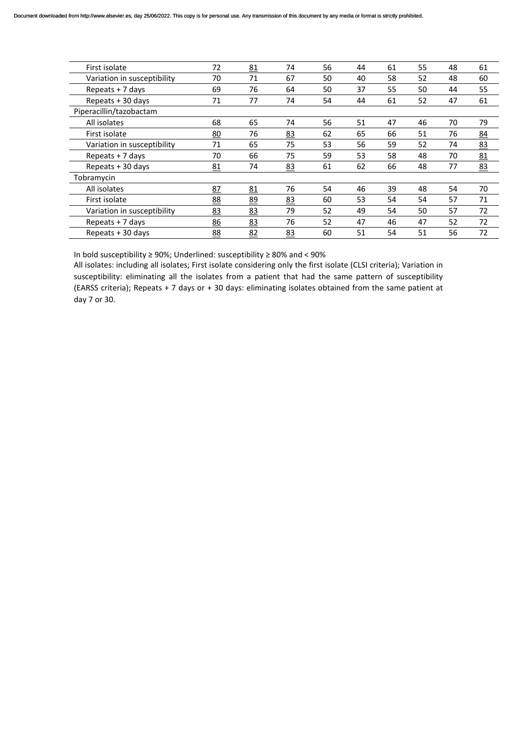| | | | | | | | | | |
|---|---|---|---|---|---|---|---|---|---|
| First isolate | 72 | <u>81</u> | 74 | 56 | 44 | 61 | 55 | 48 | 61 |
| Variation in susceptibility | 70 | 71 | 67 | 50 | 40 | 58 | 52 | 48 | 60 |
| Repeats + 7 days | 69 | 76 | 64 | 50 | 37 | 55 | 50 | 44 | 55 |
| Repeats + 30 days | 71 | 77 | 74 | 54 | 44 | 61 | 52 | 47 | 61 |
| Piperacillin/tazobactam | | | | | | | | | |
| All isolates | 68 | 65 | 74 | 56 | 51 | 47 | 46 | 70 | 79 |
| First isolate | <u>80</u> | 76 | <u>83</u> | 62 | 65 | 66 | 51 | 76 | <u>84</u> |
| Variation in susceptibility | 71 | 65 | 75 | 53 | 56 | 59 | 52 | 74 | <u>83</u> |
| Repeats + 7 days | 70 | 66 | 75 | 59 | 53 | 58 | 48 | 70 | <u>81</u> |
| Repeats + 30 days | <u>81</u> | 74 | <u>83</u> | 61 | 62 | 66 | 48 | 77 | <u>83</u> |
| Tobramycin | | | | | | | | | |
| All isolates | <u>87</u> | <u>81</u> | 76 | 54 | 46 | 39 | 48 | 54 | 70 |
| First isolate | <u>88</u> | <u>89</u> | <u>83</u> | 60 | 53 | 54 | 54 | 57 | 71 |
| Variation in susceptibility | <u>83</u> | <u>83</u> | 79 | 52 | 49 | 54 | 50 | 57 | 72 |
| Repeats + 7 days | <u>86</u> | <u>83</u> | 76 | 52 | 47 | 46 | 47 | 52 | 72 |
| Repeats + 30 days | <u>88</u> | <u>82</u> | <u>83</u> | 60 | 51 | 54 | 51 | 56 | 72 |

In bold susceptibility ≥ 90%; Underlined: susceptibility ≥ 80% and < 90%

All isolates: including all isolates; First isolate considering only the first isolate (CLSI criteria); Variation in susceptibility: eliminating all the isolates from a patient that had the same pattern of susceptibility (EARSS criteria); Repeats + 7 days or + 30 days: eliminating isolates obtained from the same patient at day 7 or 30.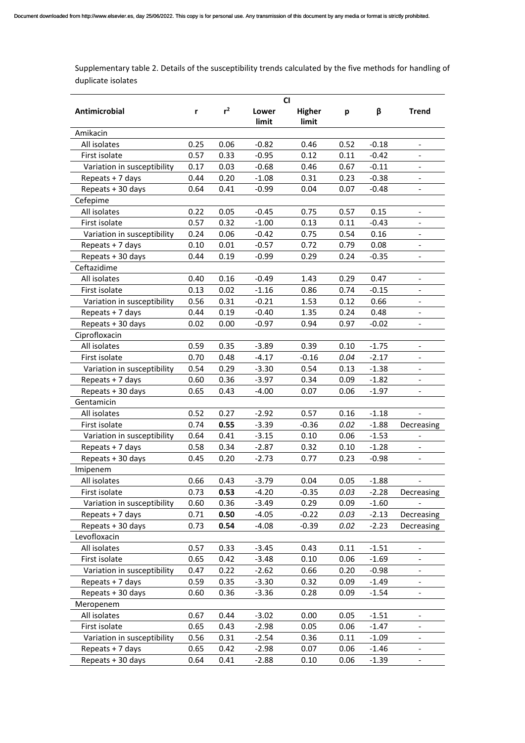Supplementary table 2. Details of the susceptibility trends calculated by the five methods for handling of duplicate isolates

| Antimicrobial | r | $r^2$ | CI Lower limit | CI Higher limit | p | β | Trend |
|---|---|---|---|---|---|---|---|
| Amikacin | | | | | | | |
| All isolates | 0.25 | 0.06 | -0.82 | 0.46 | 0.52 | -0.18 | - |
| First isolate | 0.57 | 0.33 | -0.95 | 0.12 | 0.11 | -0.42 | - |
| Variation in susceptibility | 0.17 | 0.03 | -0.68 | 0.46 | 0.67 | -0.11 | - |
| Repeats + 7 days | 0.44 | 0.20 | -1.08 | 0.31 | 0.23 | -0.38 | - |
| Repeats + 30 days | 0.64 | 0.41 | -0.99 | 0.04 | 0.07 | -0.48 | - |
| Cefepime | | | | | | | |
| All isolates | 0.22 | 0.05 | -0.45 | 0.75 | 0.57 | 0.15 | - |
| First isolate | 0.57 | 0.32 | -1.00 | 0.13 | 0.11 | -0.43 | - |
| Variation in susceptibility | 0.24 | 0.06 | -0.42 | 0.75 | 0.54 | 0.16 | - |
| Repeats + 7 days | 0.10 | 0.01 | -0.57 | 0.72 | 0.79 | 0.08 | - |
| Repeats + 30 days | 0.44 | 0.19 | -0.99 | 0.29 | 0.24 | -0.35 | - |
| Ceftazidime | | | | | | | |
| All isolates | 0.40 | 0.16 | -0.49 | 1.43 | 0.29 | 0.47 | - |
| First isolate | 0.13 | 0.02 | -1.16 | 0.86 | 0.74 | -0.15 | - |
| Variation in susceptibility | 0.56 | 0.31 | -0.21 | 1.53 | 0.12 | 0.66 | - |
| Repeats + 7 days | 0.44 | 0.19 | -0.40 | 1.35 | 0.24 | 0.48 | - |
| Repeats + 30 days | 0.02 | 0.00 | -0.97 | 0.94 | 0.97 | -0.02 | - |
| Ciprofloxacin | | | | | | | |
| All isolates | 0.59 | 0.35 | -3.89 | 0.39 | 0.10 | -1.75 | - |
| First isolate | 0.70 | 0.48 | -4.17 | -0.16 | *0.04* | -2.17 | - |
| Variation in susceptibility | 0.54 | 0.29 | -3.30 | 0.54 | 0.13 | -1.38 | - |
| Repeats + 7 days | 0.60 | 0.36 | -3.97 | 0.34 | 0.09 | -1.82 | - |
| Repeats + 30 days | 0.65 | 0.43 | -4.00 | 0.07 | 0.06 | -1.97 | - |
| Gentamicin | | | | | | | |
| All isolates | 0.52 | 0.27 | -2.92 | 0.57 | 0.16 | -1.18 | - |
| First isolate | 0.74 | **0.55** | -3.39 | -0.36 | *0.02* | -1.88 | Decreasing |
| Variation in susceptibility | 0.64 | 0.41 | -3.15 | 0.10 | 0.06 | -1.53 | - |
| Repeats + 7 days | 0.58 | 0.34 | -2.87 | 0.32 | 0.10 | -1.28 | - |
| Repeats + 30 days | 0.45 | 0.20 | -2.73 | 0.77 | 0.23 | -0.98 | - |
| Imipenem | | | | | | | |
| All isolates | 0.66 | 0.43 | -3.79 | 0.04 | 0.05 | -1.88 | - |
| First isolate | 0.73 | **0.53** | -4.20 | -0.35 | *0.03* | -2.28 | Decreasing |
| Variation in susceptibility | 0.60 | 0.36 | -3.49 | 0.29 | 0.09 | -1.60 | - |
| Repeats + 7 days | 0.71 | **0.50** | -4.05 | -0.22 | *0.03* | -2.13 | Decreasing |
| Repeats + 30 days | 0.73 | **0.54** | -4.08 | -0.39 | *0.02* | -2.23 | Decreasing |
| Levofloxacin | | | | | | | |
| All isolates | 0.57 | 0.33 | -3.45 | 0.43 | 0.11 | -1.51 | - |
| First isolate | 0.65 | 0.42 | -3.48 | 0.10 | 0.06 | -1.69 | - |
| Variation in susceptibility | 0.47 | 0.22 | -2.62 | 0.66 | 0.20 | -0.98 | - |
| Repeats + 7 days | 0.59 | 0.35 | -3.30 | 0.32 | 0.09 | -1.49 | - |
| Repeats + 30 days | 0.60 | 0.36 | -3.36 | 0.28 | 0.09 | -1.54 | - |
| Meropenem | | | | | | | |
| All isolates | 0.67 | 0.44 | -3.02 | 0.00 | 0.05 | -1.51 | - |
| First isolate | 0.65 | 0.43 | -2.98 | 0.05 | 0.06 | -1.47 | - |
| Variation in susceptibility | 0.56 | 0.31 | -2.54 | 0.36 | 0.11 | -1.09 | - |
| Repeats + 7 days | 0.65 | 0.42 | -2.98 | 0.07 | 0.06 | -1.46 | - |
| Repeats + 30 days | 0.64 | 0.41 | -2.88 | 0.10 | 0.06 | -1.39 | - |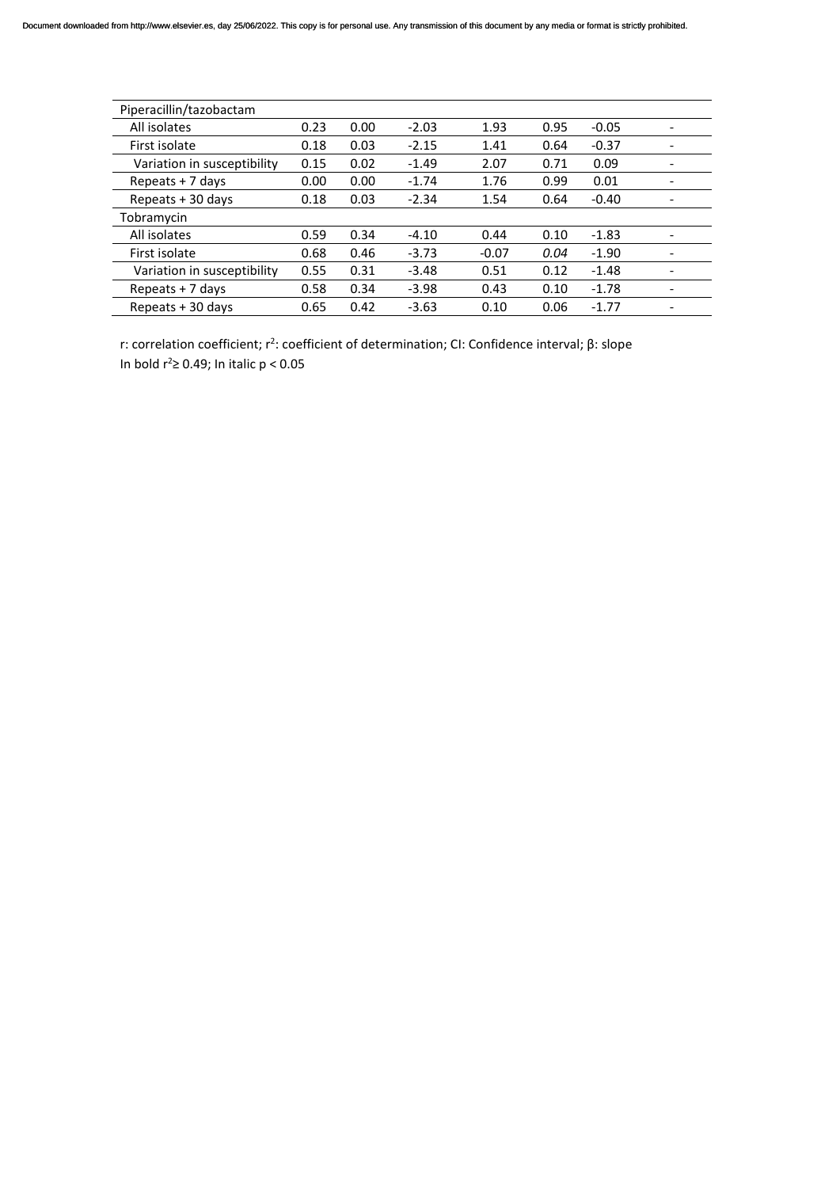| Piperacillin/tazobactam | | | | | | | |
|---|---|---|---|---|---|---|---|
| All isolates | 0.23 | 0.00 | -2.03 | 1.93 | 0.95 | -0.05 | - |
| First isolate | 0.18 | 0.03 | -2.15 | 1.41 | 0.64 | -0.37 | - |
| Variation in susceptibility | 0.15 | 0.02 | -1.49 | 2.07 | 0.71 | 0.09 | - |
| Repeats + 7 days | 0.00 | 0.00 | -1.74 | 1.76 | 0.99 | 0.01 | - |
| Repeats + 30 days | 0.18 | 0.03 | -2.34 | 1.54 | 0.64 | -0.40 | - |
| Tobramycin | | | | | | | |
| All isolates | 0.59 | 0.34 | -4.10 | 0.44 | 0.10 | -1.83 | - |
| First isolate | 0.68 | 0.46 | -3.73 | -0.07 | *0.04* | -1.90 | - |
| Variation in susceptibility | 0.55 | 0.31 | -3.48 | 0.51 | 0.12 | -1.48 | - |
| Repeats + 7 days | 0.58 | 0.34 | -3.98 | 0.43 | 0.10 | -1.78 | - |
| Repeats + 30 days | 0.65 | 0.42 | -3.63 | 0.10 | 0.06 | -1.77 | - |

r: correlation coefficient; $r^2$: coefficient of determination; CI: Confidence interval; β: slope

In bold $r^2 \geq 0.49$; In italic $p < 0.05$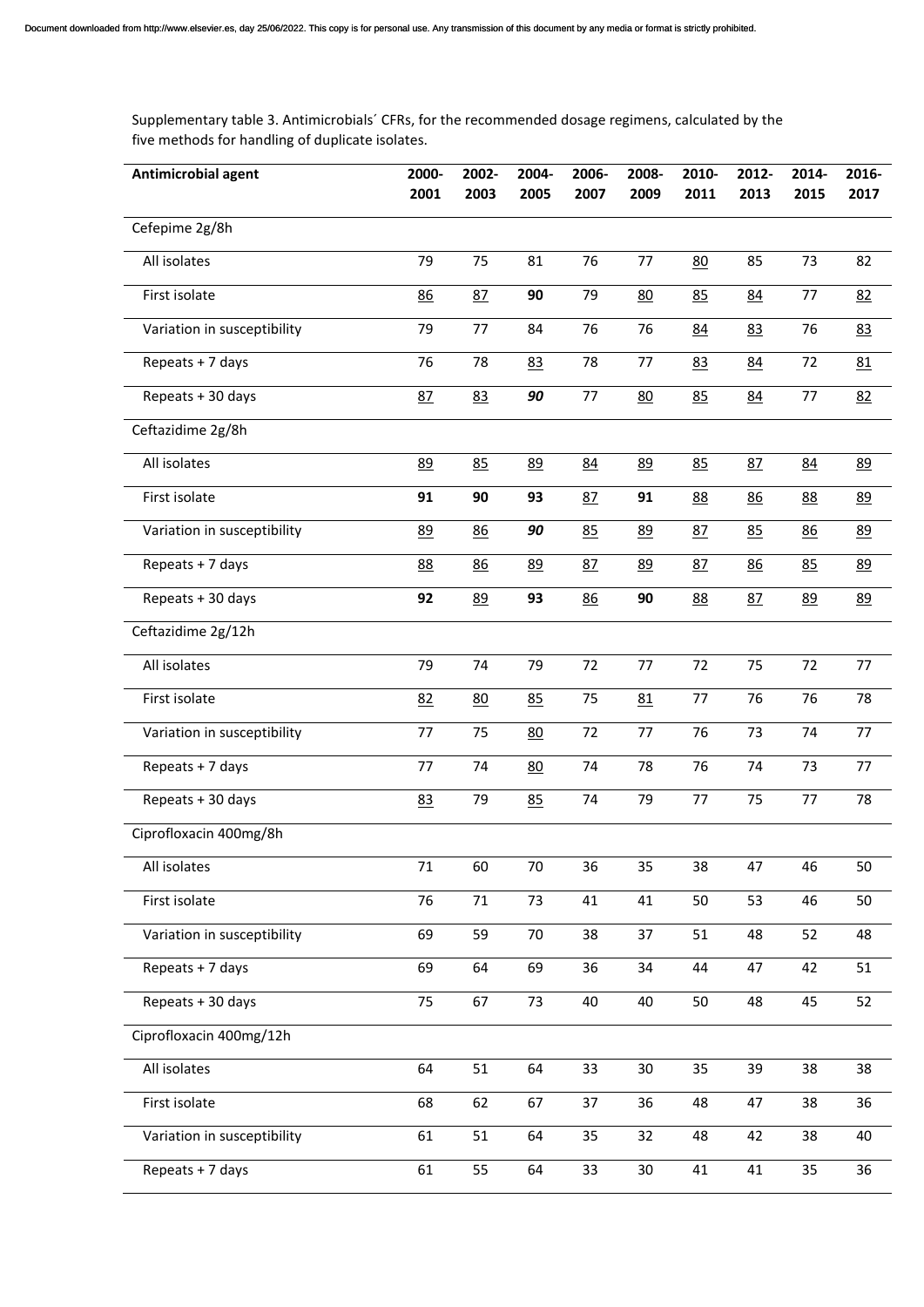Supplementary table 3. Antimicrobials´ CFRs, for the recommended dosage regimens, calculated by the five methods for handling of duplicate isolates.

| Antimicrobial agent | 2000-2001 | 2002-2003 | 2004-2005 | 2006-2007 | 2008-2009 | 2010-2011 | 2012-2013 | 2014-2015 | 2016-2017 |
|---|---|---|---|---|---|---|---|---|---|
| Cefepime 2g/8h | | | | | | | | | |
| All isolates | 79 | 75 | 81 | 76 | 77 | <u>80</u> | 85 | 73 | 82 |
| First isolate | <u>86</u> | <u>87</u> | **90** | 79 | <u>80</u> | <u>85</u> | <u>84</u> | 77 | <u>82</u> |
| Variation in susceptibility | 79 | 77 | 84 | 76 | 76 | <u>84</u> | <u>83</u> | 76 | <u>83</u> |
| Repeats + 7 days | 76 | 78 | <u>83</u> | 78 | 77 | <u>83</u> | <u>84</u> | 72 | <u>81</u> |
| Repeats + 30 days | <u>87</u> | <u>83</u> | ***90*** | 77 | <u>80</u> | <u>85</u> | <u>84</u> | 77 | <u>82</u> |
| Ceftazidime 2g/8h | | | | | | | | | |
| All isolates | <u>89</u> | <u>85</u> | <u>89</u> | <u>84</u> | <u>89</u> | <u>85</u> | <u>87</u> | <u>84</u> | <u>89</u> |
| First isolate | **91** | **90** | **93** | <u>87</u> | **91** | <u>88</u> | <u>86</u> | <u>88</u> | <u>89</u> |
| Variation in susceptibility | <u>89</u> | <u>86</u> | ***90*** | <u>85</u> | <u>89</u> | <u>87</u> | <u>85</u> | <u>86</u> | <u>89</u> |
| Repeats + 7 days | <u>88</u> | <u>86</u> | <u>89</u> | <u>87</u> | <u>89</u> | <u>87</u> | <u>86</u> | <u>85</u> | <u>89</u> |
| Repeats + 30 days | **92** | <u>89</u> | **93** | <u>86</u> | **90** | <u>88</u> | <u>87</u> | <u>89</u> | <u>89</u> |
| Ceftazidime 2g/12h | | | | | | | | | |
| All isolates | 79 | 74 | 79 | 72 | 77 | 72 | 75 | 72 | 77 |
| First isolate | <u>82</u> | <u>80</u> | <u>85</u> | 75 | <u>81</u> | 77 | 76 | 76 | 78 |
| Variation in susceptibility | 77 | 75 | <u>80</u> | 72 | 77 | 76 | 73 | 74 | 77 |
| Repeats + 7 days | 77 | 74 | <u>80</u> | 74 | 78 | 76 | 74 | 73 | 77 |
| Repeats + 30 days | <u>83</u> | 79 | <u>85</u> | 74 | 79 | 77 | 75 | 77 | 78 |
| Ciprofloxacin 400mg/8h | | | | | | | | | |
| All isolates | 71 | 60 | 70 | 36 | 35 | 38 | 47 | 46 | 50 |
| First isolate | 76 | 71 | 73 | 41 | 41 | 50 | 53 | 46 | 50 |
| Variation in susceptibility | 69 | 59 | 70 | 38 | 37 | 51 | 48 | 52 | 48 |
| Repeats + 7 days | 69 | 64 | 69 | 36 | 34 | 44 | 47 | 42 | 51 |
| Repeats + 30 days | 75 | 67 | 73 | 40 | 40 | 50 | 48 | 45 | 52 |
| Ciprofloxacin 400mg/12h | | | | | | | | | |
| All isolates | 64 | 51 | 64 | 33 | 30 | 35 | 39 | 38 | 38 |
| First isolate | 68 | 62 | 67 | 37 | 36 | 48 | 47 | 38 | 36 |
| Variation in susceptibility | 61 | 51 | 64 | 35 | 32 | 48 | 42 | 38 | 40 |
| Repeats + 7 days | 61 | 55 | 64 | 33 | 30 | 41 | 41 | 35 | 36 |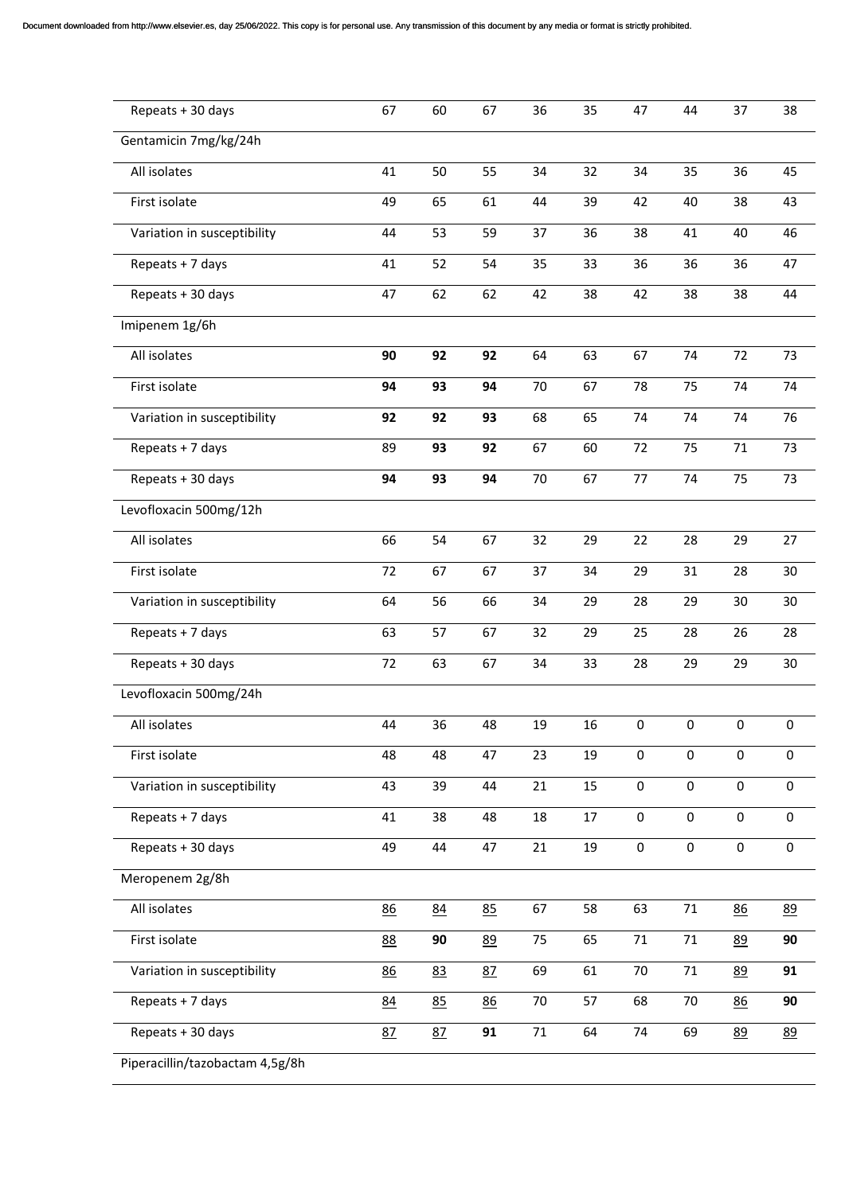| | | | | | | | | | |
|---|---|---|---|---|---|---|---|---|---|
| Repeats + 30 days | 67 | 60 | 67 | 36 | 35 | 47 | 44 | 37 | 38 |
| Gentamicin 7mg/kg/24h | | | | | | | | | |
| All isolates | 41 | 50 | 55 | 34 | 32 | 34 | 35 | 36 | 45 |
| First isolate | 49 | 65 | 61 | 44 | 39 | 42 | 40 | 38 | 43 |
| Variation in susceptibility | 44 | 53 | 59 | 37 | 36 | 38 | 41 | 40 | 46 |
| Repeats + 7 days | 41 | 52 | 54 | 35 | 33 | 36 | 36 | 36 | 47 |
| Repeats + 30 days | 47 | 62 | 62 | 42 | 38 | 42 | 38 | 38 | 44 |
| Imipenem 1g/6h | | | | | | | | | |
| All isolates | **90** | **92** | **92** | 64 | 63 | 67 | 74 | 72 | 73 |
| First isolate | **94** | **93** | **94** | 70 | 67 | 78 | 75 | 74 | 74 |
| Variation in susceptibility | **92** | **92** | **93** | 68 | 65 | 74 | 74 | 74 | 76 |
| Repeats + 7 days | 89 | **93** | **92** | 67 | 60 | 72 | 75 | 71 | 73 |
| Repeats + 30 days | **94** | **93** | **94** | 70 | 67 | 77 | 74 | 75 | 73 |
| Levofloxacin 500mg/12h | | | | | | | | | |
| All isolates | 66 | 54 | 67 | 32 | 29 | 22 | 28 | 29 | 27 |
| First isolate | 72 | 67 | 67 | 37 | 34 | 29 | 31 | 28 | 30 |
| Variation in susceptibility | 64 | 56 | 66 | 34 | 29 | 28 | 29 | 30 | 30 |
| Repeats + 7 days | 63 | 57 | 67 | 32 | 29 | 25 | 28 | 26 | 28 |
| Repeats + 30 days | 72 | 63 | 67 | 34 | 33 | 28 | 29 | 29 | 30 |
| Levofloxacin 500mg/24h | | | | | | | | | |
| All isolates | 44 | 36 | 48 | 19 | 16 | 0 | 0 | 0 | 0 |
| First isolate | 48 | 48 | 47 | 23 | 19 | 0 | 0 | 0 | 0 |
| Variation in susceptibility | 43 | 39 | 44 | 21 | 15 | 0 | 0 | 0 | 0 |
| Repeats + 7 days | 41 | 38 | 48 | 18 | 17 | 0 | 0 | 0 | 0 |
| Repeats + 30 days | 49 | 44 | 47 | 21 | 19 | 0 | 0 | 0 | 0 |
| Meropenem 2g/8h | | | | | | | | | |
| All isolates | <u>86</u> | <u>84</u> | <u>85</u> | 67 | 58 | 63 | 71 | <u>86</u> | <u>89</u> |
| First isolate | <u>88</u> | **90** | <u>89</u> | 75 | 65 | 71 | 71 | <u>89</u> | **90** |
| Variation in susceptibility | <u>86</u> | <u>83</u> | <u>87</u> | 69 | 61 | 70 | 71 | <u>89</u> | **91** |
| Repeats + 7 days | <u>84</u> | <u>85</u> | <u>86</u> | 70 | 57 | 68 | 70 | <u>86</u> | **90** |
| Repeats + 30 days | <u>87</u> | <u>87</u> | **91** | 71 | 64 | 74 | 69 | <u>89</u> | <u>89</u> |
| Piperacillin/tazobactam 4,5g/8h | | | | | | | | | |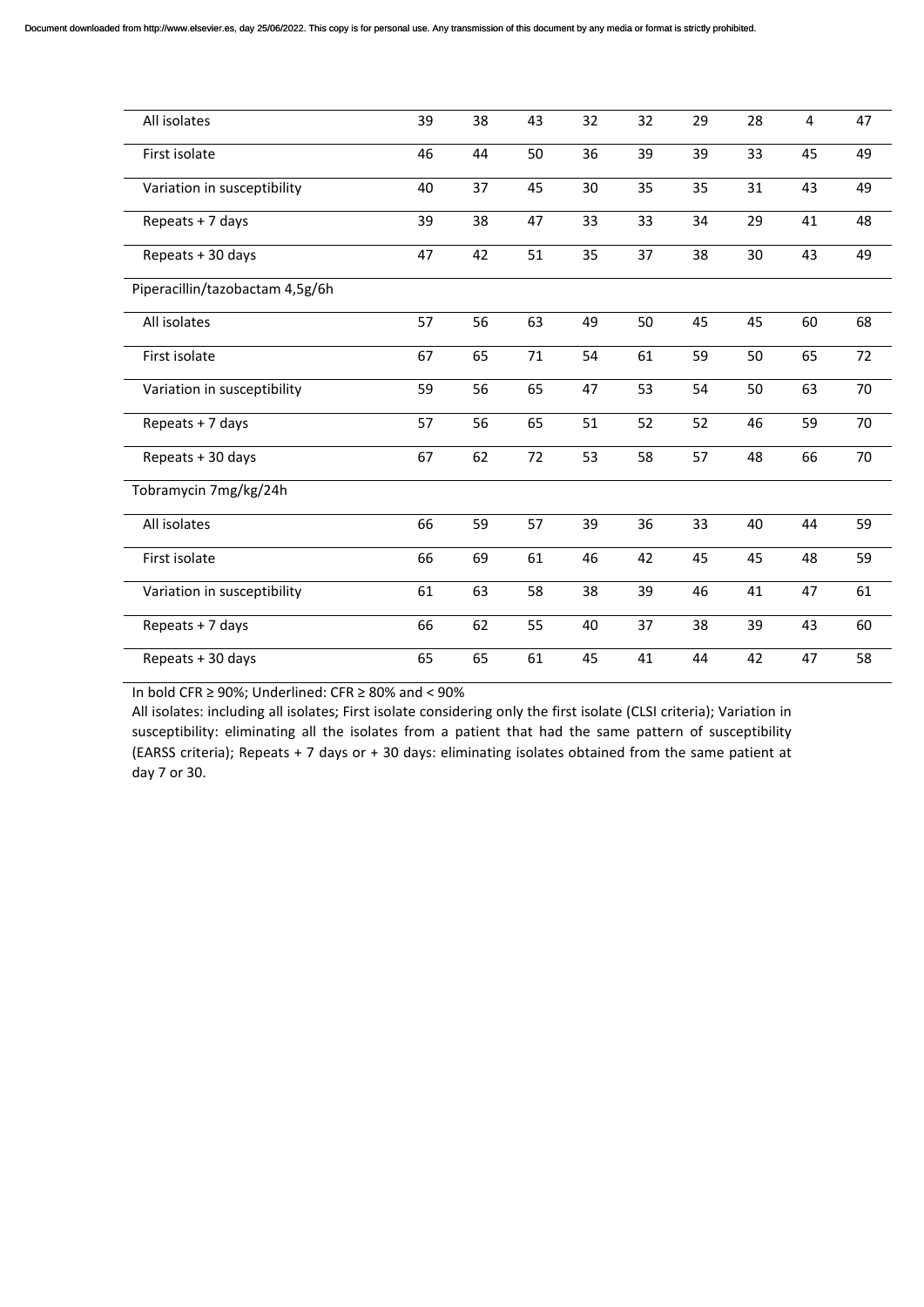| | | | | | | | | | |
|---|---|---|---|---|---|---|---|---|---|
| All isolates | 39 | 38 | 43 | 32 | 32 | 29 | 28 | 4 | 47 |
| First isolate | 46 | 44 | 50 | 36 | 39 | 39 | 33 | 45 | 49 |
| Variation in susceptibility | 40 | 37 | 45 | 30 | 35 | 35 | 31 | 43 | 49 |
| Repeats + 7 days | 39 | 38 | 47 | 33 | 33 | 34 | 29 | 41 | 48 |
| Repeats + 30 days | 47 | 42 | 51 | 35 | 37 | 38 | 30 | 43 | 49 |
| Piperacillin/tazobactam 4,5g/6h | | | | | | | | | |
| All isolates | 57 | 56 | 63 | 49 | 50 | 45 | 45 | 60 | 68 |
| First isolate | 67 | 65 | 71 | 54 | 61 | 59 | 50 | 65 | 72 |
| Variation in susceptibility | 59 | 56 | 65 | 47 | 53 | 54 | 50 | 63 | 70 |
| Repeats + 7 days | 57 | 56 | 65 | 51 | 52 | 52 | 46 | 59 | 70 |
| Repeats + 30 days | 67 | 62 | 72 | 53 | 58 | 57 | 48 | 66 | 70 |
| Tobramycin 7mg/kg/24h | | | | | | | | | |
| All isolates | 66 | 59 | 57 | 39 | 36 | 33 | 40 | 44 | 59 |
| First isolate | 66 | 69 | 61 | 46 | 42 | 45 | 45 | 48 | 59 |
| Variation in susceptibility | 61 | 63 | 58 | 38 | 39 | 46 | 41 | 47 | 61 |
| Repeats + 7 days | 66 | 62 | 55 | 40 | 37 | 38 | 39 | 43 | 60 |
| Repeats + 30 days | 65 | 65 | 61 | 45 | 41 | 44 | 42 | 47 | 58 |

In bold CFR ≥ 90%; Underlined: CFR ≥ 80% and < 90%

All isolates: including all isolates; First isolate considering only the first isolate (CLSI criteria); Variation in susceptibility: eliminating all the isolates from a patient that had the same pattern of susceptibility (EARSS criteria); Repeats + 7 days or + 30 days: eliminating isolates obtained from the same patient at day 7 or 30.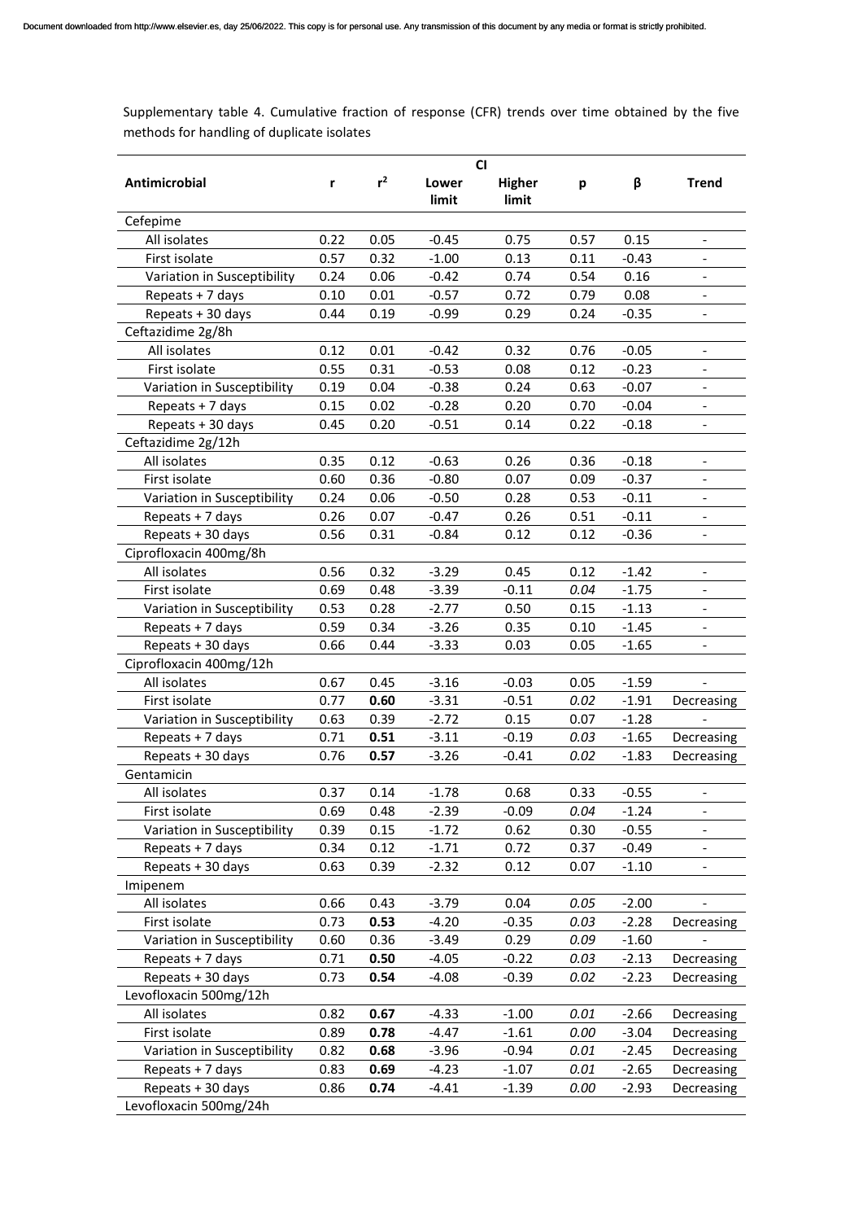Supplementary table 4. Cumulative fraction of response (CFR) trends over time obtained by the five methods for handling of duplicate isolates

| Antimicrobial | r | $r^2$ | CI Lower limit | CI Higher limit | p | β | Trend |
|---|---|---|---|---|---|---|---|
| Cefepime | | | | | | | |
| All isolates | 0.22 | 0.05 | -0.45 | 0.75 | 0.57 | 0.15 | - |
| First isolate | 0.57 | 0.32 | -1.00 | 0.13 | 0.11 | -0.43 | - |
| Variation in Susceptibility | 0.24 | 0.06 | -0.42 | 0.74 | 0.54 | 0.16 | - |
| Repeats + 7 days | 0.10 | 0.01 | -0.57 | 0.72 | 0.79 | 0.08 | - |
| Repeats + 30 days | 0.44 | 0.19 | -0.99 | 0.29 | 0.24 | -0.35 | - |
| Ceftazidime 2g/8h | | | | | | | |
| All isolates | 0.12 | 0.01 | -0.42 | 0.32 | 0.76 | -0.05 | - |
| First isolate | 0.55 | 0.31 | -0.53 | 0.08 | 0.12 | -0.23 | - |
| Variation in Susceptibility | 0.19 | 0.04 | -0.38 | 0.24 | 0.63 | -0.07 | - |
| Repeats + 7 days | 0.15 | 0.02 | -0.28 | 0.20 | 0.70 | -0.04 | - |
| Repeats + 30 days | 0.45 | 0.20 | -0.51 | 0.14 | 0.22 | -0.18 | - |
| Ceftazidime 2g/12h | | | | | | | |
| All isolates | 0.35 | 0.12 | -0.63 | 0.26 | 0.36 | -0.18 | - |
| First isolate | 0.60 | 0.36 | -0.80 | 0.07 | 0.09 | -0.37 | - |
| Variation in Susceptibility | 0.24 | 0.06 | -0.50 | 0.28 | 0.53 | -0.11 | - |
| Repeats + 7 days | 0.26 | 0.07 | -0.47 | 0.26 | 0.51 | -0.11 | - |
| Repeats + 30 days | 0.56 | 0.31 | -0.84 | 0.12 | 0.12 | -0.36 | - |
| Ciprofloxacin 400mg/8h | | | | | | | |
| All isolates | 0.56 | 0.32 | -3.29 | 0.45 | 0.12 | -1.42 | - |
| First isolate | 0.69 | 0.48 | -3.39 | -0.11 | *0.04* | -1.75 | - |
| Variation in Susceptibility | 0.53 | 0.28 | -2.77 | 0.50 | 0.15 | -1.13 | - |
| Repeats + 7 days | 0.59 | 0.34 | -3.26 | 0.35 | 0.10 | -1.45 | - |
| Repeats + 30 days | 0.66 | 0.44 | -3.33 | 0.03 | 0.05 | -1.65 | - |
| Ciprofloxacin 400mg/12h | | | | | | | |
| All isolates | 0.67 | 0.45 | -3.16 | -0.03 | 0.05 | -1.59 | - |
| First isolate | 0.77 | **0.60** | -3.31 | -0.51 | *0.02* | -1.91 | Decreasing |
| Variation in Susceptibility | 0.63 | 0.39 | -2.72 | 0.15 | 0.07 | -1.28 | - |
| Repeats + 7 days | 0.71 | **0.51** | -3.11 | -0.19 | *0.03* | -1.65 | Decreasing |
| Repeats + 30 days | 0.76 | **0.57** | -3.26 | -0.41 | *0.02* | -1.83 | Decreasing |
| Gentamicin | | | | | | | |
| All isolates | 0.37 | 0.14 | -1.78 | 0.68 | 0.33 | -0.55 | - |
| First isolate | 0.69 | 0.48 | -2.39 | -0.09 | *0.04* | -1.24 | - |
| Variation in Susceptibility | 0.39 | 0.15 | -1.72 | 0.62 | 0.30 | -0.55 | - |
| Repeats + 7 days | 0.34 | 0.12 | -1.71 | 0.72 | 0.37 | -0.49 | - |
| Repeats + 30 days | 0.63 | 0.39 | -2.32 | 0.12 | 0.07 | -1.10 | - |
| Imipenem | | | | | | | |
| All isolates | 0.66 | 0.43 | -3.79 | 0.04 | *0.05* | -2.00 | - |
| First isolate | 0.73 | **0.53** | -4.20 | -0.35 | *0.03* | -2.28 | Decreasing |
| Variation in Susceptibility | 0.60 | 0.36 | -3.49 | 0.29 | *0.09* | -1.60 | - |
| Repeats + 7 days | 0.71 | **0.50** | -4.05 | -0.22 | *0.03* | -2.13 | Decreasing |
| Repeats + 30 days | 0.73 | **0.54** | -4.08 | -0.39 | *0.02* | -2.23 | Decreasing |
| Levofloxacin 500mg/12h | | | | | | | |
| All isolates | 0.82 | **0.67** | -4.33 | -1.00 | *0.01* | -2.66 | Decreasing |
| First isolate | 0.89 | **0.78** | -4.47 | -1.61 | *0.00* | -3.04 | Decreasing |
| Variation in Susceptibility | 0.82 | **0.68** | -3.96 | -0.94 | *0.01* | -2.45 | Decreasing |
| Repeats + 7 days | 0.83 | **0.69** | -4.23 | -1.07 | *0.01* | -2.65 | Decreasing |
| Repeats + 30 days | 0.86 | **0.74** | -4.41 | -1.39 | *0.00* | -2.93 | Decreasing |
| Levofloxacin 500mg/24h | | | | | | | |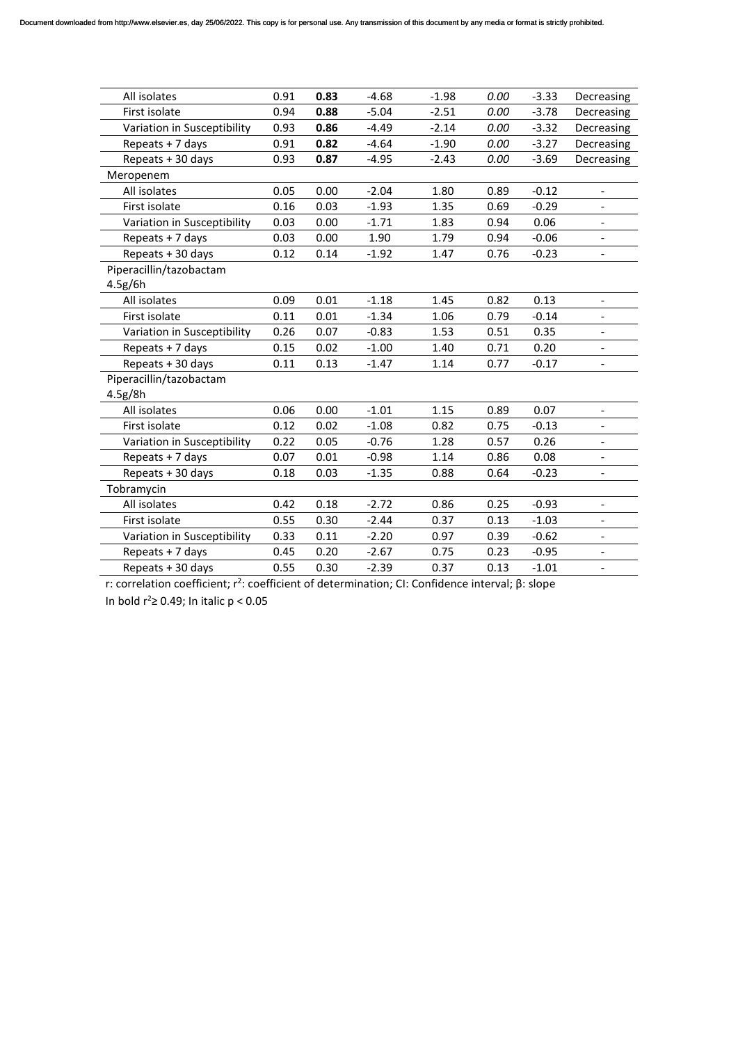| | | | | | | | |
|---|---|---|---|---|---|---|---|
| All isolates | 0.91 | **0.83** | -4.68 | -1.98 | *0.00* | -3.33 | Decreasing |
| First isolate | 0.94 | **0.88** | -5.04 | -2.51 | *0.00* | -3.78 | Decreasing |
| Variation in Susceptibility | 0.93 | **0.86** | -4.49 | -2.14 | *0.00* | -3.32 | Decreasing |
| Repeats + 7 days | 0.91 | **0.82** | -4.64 | -1.90 | *0.00* | -3.27 | Decreasing |
| Repeats + 30 days | 0.93 | **0.87** | -4.95 | -2.43 | *0.00* | -3.69 | Decreasing |
| Meropenem | | | | | | | |
| All isolates | 0.05 | 0.00 | -2.04 | 1.80 | 0.89 | -0.12 | - |
| First isolate | 0.16 | 0.03 | -1.93 | 1.35 | 0.69 | -0.29 | - |
| Variation in Susceptibility | 0.03 | 0.00 | -1.71 | 1.83 | 0.94 | 0.06 | - |
| Repeats + 7 days | 0.03 | 0.00 | 1.90 | 1.79 | 0.94 | -0.06 | - |
| Repeats + 30 days | 0.12 | 0.14 | -1.92 | 1.47 | 0.76 | -0.23 | - |
| Piperacillin/tazobactam 4.5g/6h | | | | | | | |
| All isolates | 0.09 | 0.01 | -1.18 | 1.45 | 0.82 | 0.13 | - |
| First isolate | 0.11 | 0.01 | -1.34 | 1.06 | 0.79 | -0.14 | - |
| Variation in Susceptibility | 0.26 | 0.07 | -0.83 | 1.53 | 0.51 | 0.35 | - |
| Repeats + 7 days | 0.15 | 0.02 | -1.00 | 1.40 | 0.71 | 0.20 | - |
| Repeats + 30 days | 0.11 | 0.13 | -1.47 | 1.14 | 0.77 | -0.17 | - |
| Piperacillin/tazobactam 4.5g/8h | | | | | | | |
| All isolates | 0.06 | 0.00 | -1.01 | 1.15 | 0.89 | 0.07 | - |
| First isolate | 0.12 | 0.02 | -1.08 | 0.82 | 0.75 | -0.13 | - |
| Variation in Susceptibility | 0.22 | 0.05 | -0.76 | 1.28 | 0.57 | 0.26 | - |
| Repeats + 7 days | 0.07 | 0.01 | -0.98 | 1.14 | 0.86 | 0.08 | - |
| Repeats + 30 days | 0.18 | 0.03 | -1.35 | 0.88 | 0.64 | -0.23 | - |
| Tobramycin | | | | | | | |
| All isolates | 0.42 | 0.18 | -2.72 | 0.86 | 0.25 | -0.93 | - |
| First isolate | 0.55 | 0.30 | -2.44 | 0.37 | 0.13 | -1.03 | - |
| Variation in Susceptibility | 0.33 | 0.11 | -2.20 | 0.97 | 0.39 | -0.62 | - |
| Repeats + 7 days | 0.45 | 0.20 | -2.67 | 0.75 | 0.23 | -0.95 | - |
| Repeats + 30 days | 0.55 | 0.30 | -2.39 | 0.37 | 0.13 | -1.01 | - |

r: correlation coefficient; $r^2$: coefficient of determination; CI: Confidence interval; β: slope

In bold $r^2 \geq 0.49$; In italic $p < 0.05$